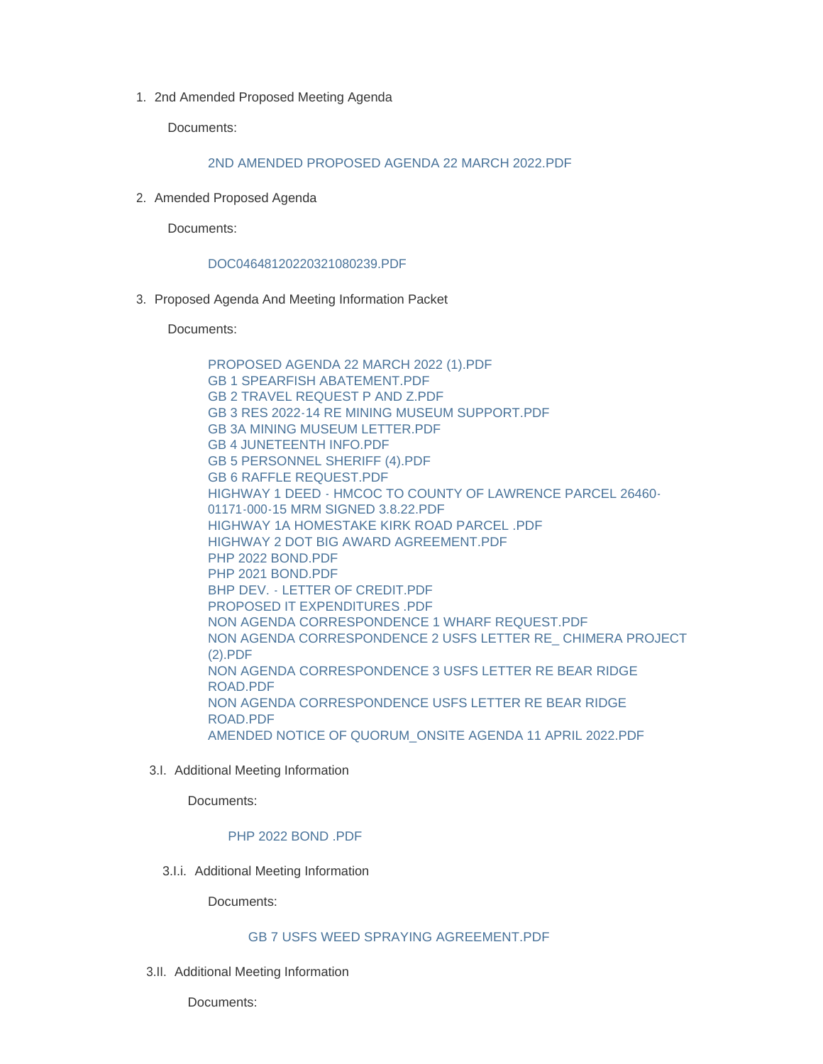1. 2nd Amended Proposed Meeting Agenda

   Documents:

   2ND AMENDED PROPOSED AGENDA 22 MARCH 2022.PDF

2. Amended Proposed Agenda

   Documents:

   DOC04648120220321080239.PDF

3. Proposed Agenda And Meeting Information Packet

   Documents:

   PROPOSED AGENDA 22 MARCH 2022 (1).PDF
   GB 1 SPEARFISH ABATEMENT.PDF
   GB 2 TRAVEL REQUEST P AND Z.PDF
   GB 3 RES 2022-14 RE MINING MUSEUM SUPPORT.PDF
   GB 3A MINING MUSEUM LETTER.PDF
   GB 4 JUNETEENTH INFO.PDF
   GB 5 PERSONNEL SHERIFF (4).PDF
   GB 6 RAFFLE REQUEST.PDF
   HIGHWAY 1 DEED - HMCOC TO COUNTY OF LAWRENCE PARCEL 26460-01171-000-15 MRM SIGNED 3.8.22.PDF
   HIGHWAY 1A HOMESTAKE KIRK ROAD PARCEL .PDF
   HIGHWAY 2 DOT BIG AWARD AGREEMENT.PDF
   PHP 2022 BOND.PDF
   PHP 2021 BOND.PDF
   BHP DEV. - LETTER OF CREDIT.PDF
   PROPOSED IT EXPENDITURES .PDF
   NON AGENDA CORRESPONDENCE 1 WHARF REQUEST.PDF
   NON AGENDA CORRESPONDENCE 2 USFS LETTER RE_ CHIMERA PROJECT (2).PDF
   NON AGENDA CORRESPONDENCE 3 USFS LETTER RE BEAR RIDGE ROAD.PDF
   NON AGENDA CORRESPONDENCE USFS LETTER RE BEAR RIDGE ROAD.PDF
   AMENDED NOTICE OF QUORUM_ONSITE AGENDA 11 APRIL 2022.PDF

   3.I. Additional Meeting Information

   Documents:

   PHP 2022 BOND .PDF

   3.I.i. Additional Meeting Information

   Documents:

   GB 7 USFS WEED SPRAYING AGREEMENT.PDF

   3.II. Additional Meeting Information

   Documents: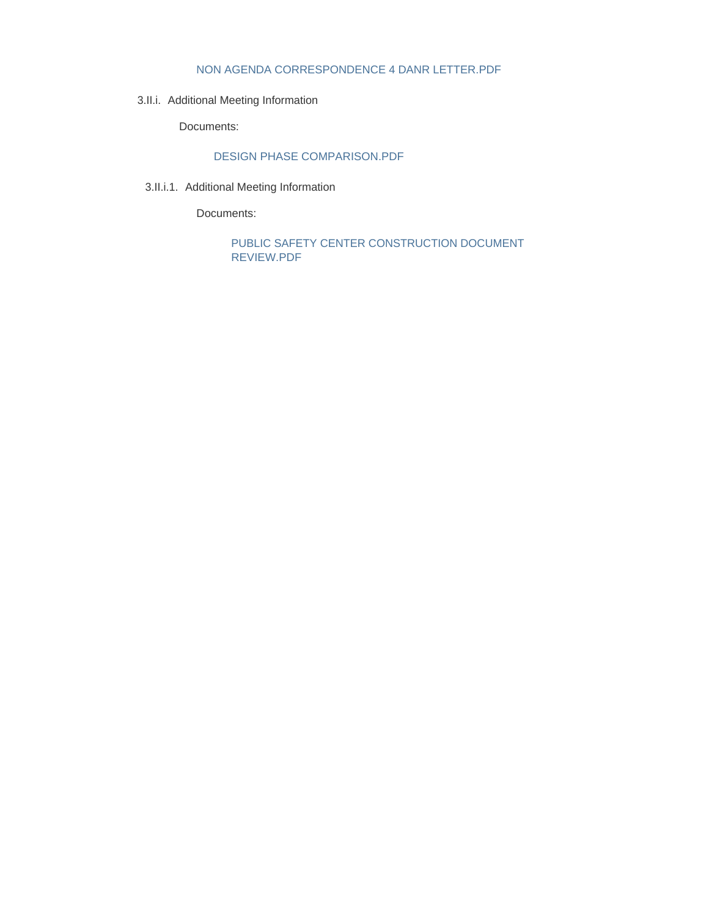NON AGENDA CORRESPONDENCE 4 DANR LETTER.PDF

3.II.i. Additional Meeting Information

Documents:

DESIGN PHASE COMPARISON.PDF

3.II.i.1. Additional Meeting Information

Documents:

PUBLIC SAFETY CENTER CONSTRUCTION DOCUMENT REVIEW.PDF